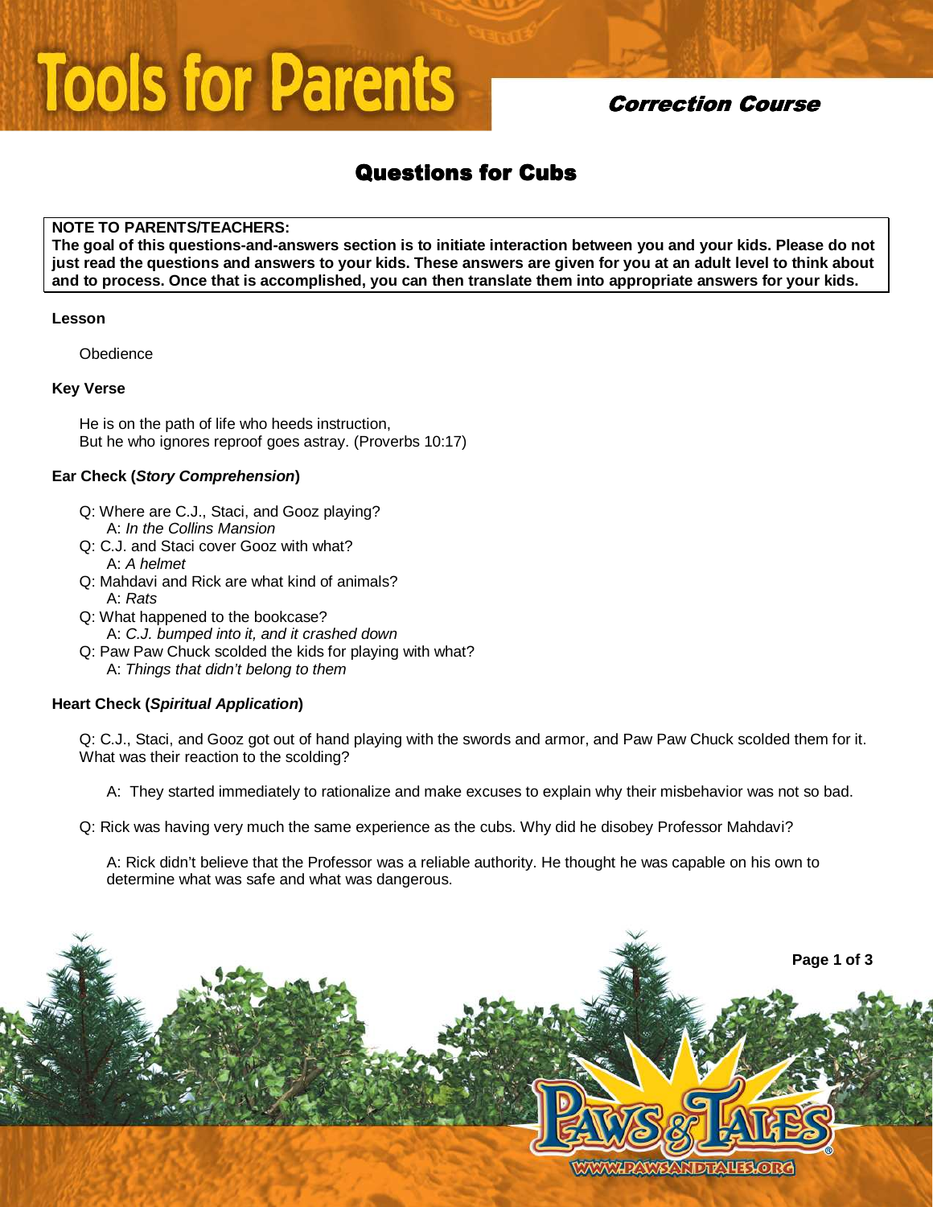# Tools for Parents

## Correction Course

## Questions for Cubs

**NOTE TO PARENTS/TEACHERS:**
**The goal of this questions-and-answers section is to initiate interaction between you and your kids. Please do not just read the questions and answers to your kids. These answers are given for you at an adult level to think about and to process. Once that is accomplished, you can then translate them into appropriate answers for your kids.**

### Lesson

Obedience

### Key Verse

He is on the path of life who heeds instruction,
But he who ignores reproof goes astray. (Proverbs 10:17)

### Ear Check (*Story Comprehension*)

Q: Where are C.J., Staci, and Gooz playing?
A: *In the Collins Mansion*

Q: C.J. and Staci cover Gooz with what?
A: *A helmet*

Q: Mahdavi and Rick are what kind of animals?
A: *Rats*

Q: What happened to the bookcase?
A: *C.J. bumped into it, and it crashed down*

Q: Paw Paw Chuck scolded the kids for playing with what?
A: *Things that didn't belong to them*

### Heart Check (*Spiritual Application*)

Q: C.J., Staci, and Gooz got out of hand playing with the swords and armor, and Paw Paw Chuck scolded them for it. What was their reaction to the scolding?

A: They started immediately to rationalize and make excuses to explain why their misbehavior was not so bad.

Q: Rick was having very much the same experience as the cubs. Why did he disobey Professor Mahdavi?

A: Rick didn't believe that the Professor was a reliable authority. He thought he was capable on his own to determine what was safe and what was dangerous.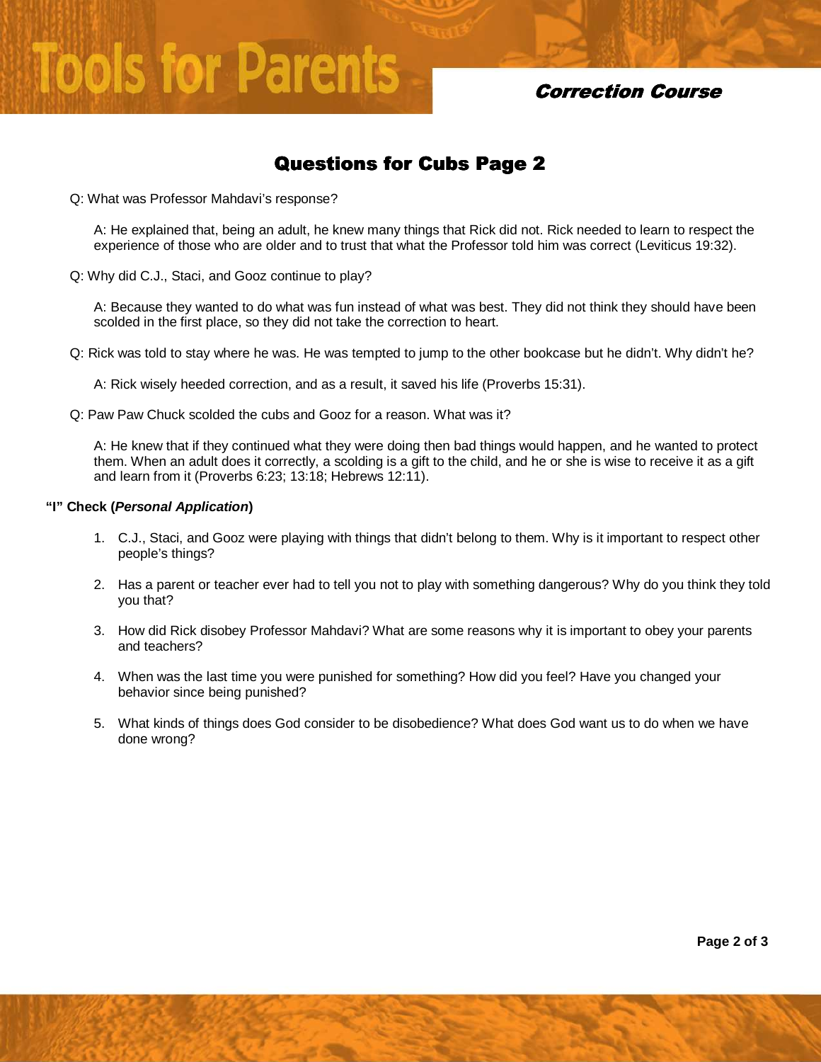## Questions for Cubs Page 2

Q: What was Professor Mahdavi's response?

A: He explained that, being an adult, he knew many things that Rick did not. Rick needed to learn to respect the experience of those who are older and to trust that what the Professor told him was correct (Leviticus 19:32).

Q: Why did C.J., Staci, and Gooz continue to play?

A: Because they wanted to do what was fun instead of what was best. They did not think they should have been scolded in the first place, so they did not take the correction to heart.

Q: Rick was told to stay where he was. He was tempted to jump to the other bookcase but he didn't. Why didn't he?

A: Rick wisely heeded correction, and as a result, it saved his life (Proverbs 15:31).

Q: Paw Paw Chuck scolded the cubs and Gooz for a reason. What was it?

A: He knew that if they continued what they were doing then bad things would happen, and he wanted to protect them. When an adult does it correctly, a scolding is a gift to the child, and he or she is wise to receive it as a gift and learn from it (Proverbs 6:23; 13:18; Hebrews 12:11).

**"I" Check (*Personal Application*)**

1. C.J., Staci, and Gooz were playing with things that didn't belong to them. Why is it important to respect other people's things?
2. Has a parent or teacher ever had to tell you not to play with something dangerous? Why do you think they told you that?
3. How did Rick disobey Professor Mahdavi? What are some reasons why it is important to obey your parents and teachers?
4. When was the last time you were punished for something? How did you feel? Have you changed your behavior since being punished?
5. What kinds of things does God consider to be disobedience? What does God want us to do when we have done wrong?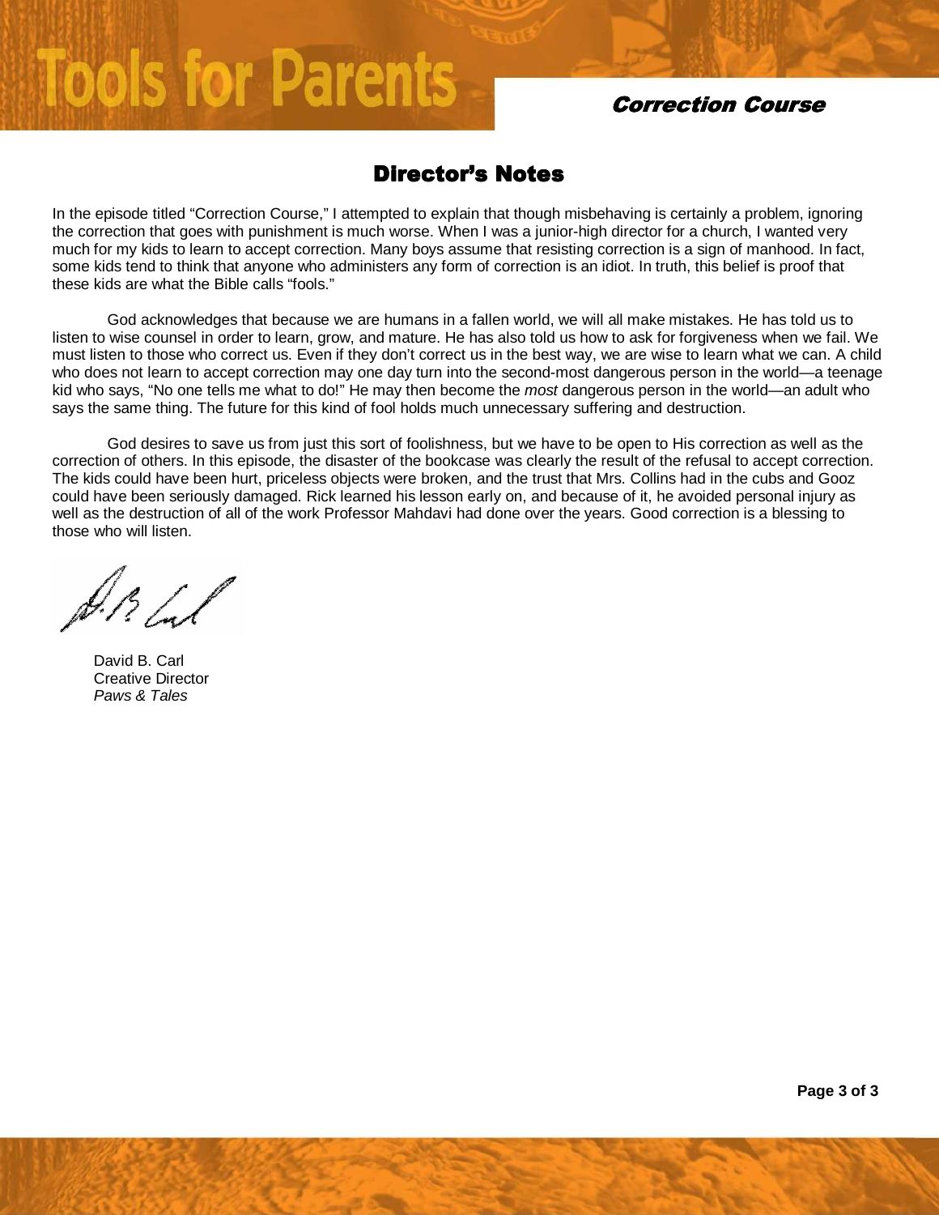# Tools for Parents

## Correction Course

### Director's Notes

In the episode titled "Correction Course," I attempted to explain that though misbehaving is certainly a problem, ignoring the correction that goes with punishment is much worse. When I was a junior-high director for a church, I wanted very much for my kids to learn to accept correction. Many boys assume that resisting correction is a sign of manhood. In fact, some kids tend to think that anyone who administers any form of correction is an idiot. In truth, this belief is proof that these kids are what the Bible calls "fools."

God acknowledges that because we are humans in a fallen world, we will all make mistakes. He has told us to listen to wise counsel in order to learn, grow, and mature. He has also told us how to ask for forgiveness when we fail. We must listen to those who correct us. Even if they don't correct us in the best way, we are wise to learn what we can. A child who does not learn to accept correction may one day turn into the second-most dangerous person in the world—a teenage kid who says, "No one tells me what to do!" He may then become the *most* dangerous person in the world—an adult who says the same thing. The future for this kind of fool holds much unnecessary suffering and destruction.

God desires to save us from just this sort of foolishness, but we have to be open to His correction as well as the correction of others. In this episode, the disaster of the bookcase was clearly the result of the refusal to accept correction. The kids could have been hurt, priceless objects were broken, and the trust that Mrs. Collins had in the cubs and Gooz could have been seriously damaged. Rick learned his lesson early on, and because of it, he avoided personal injury as well as the destruction of all of the work Professor Mahdavi had done over the years. Good correction is a blessing to those who will listen.

David B. Carl
Creative Director
*Paws & Tales*